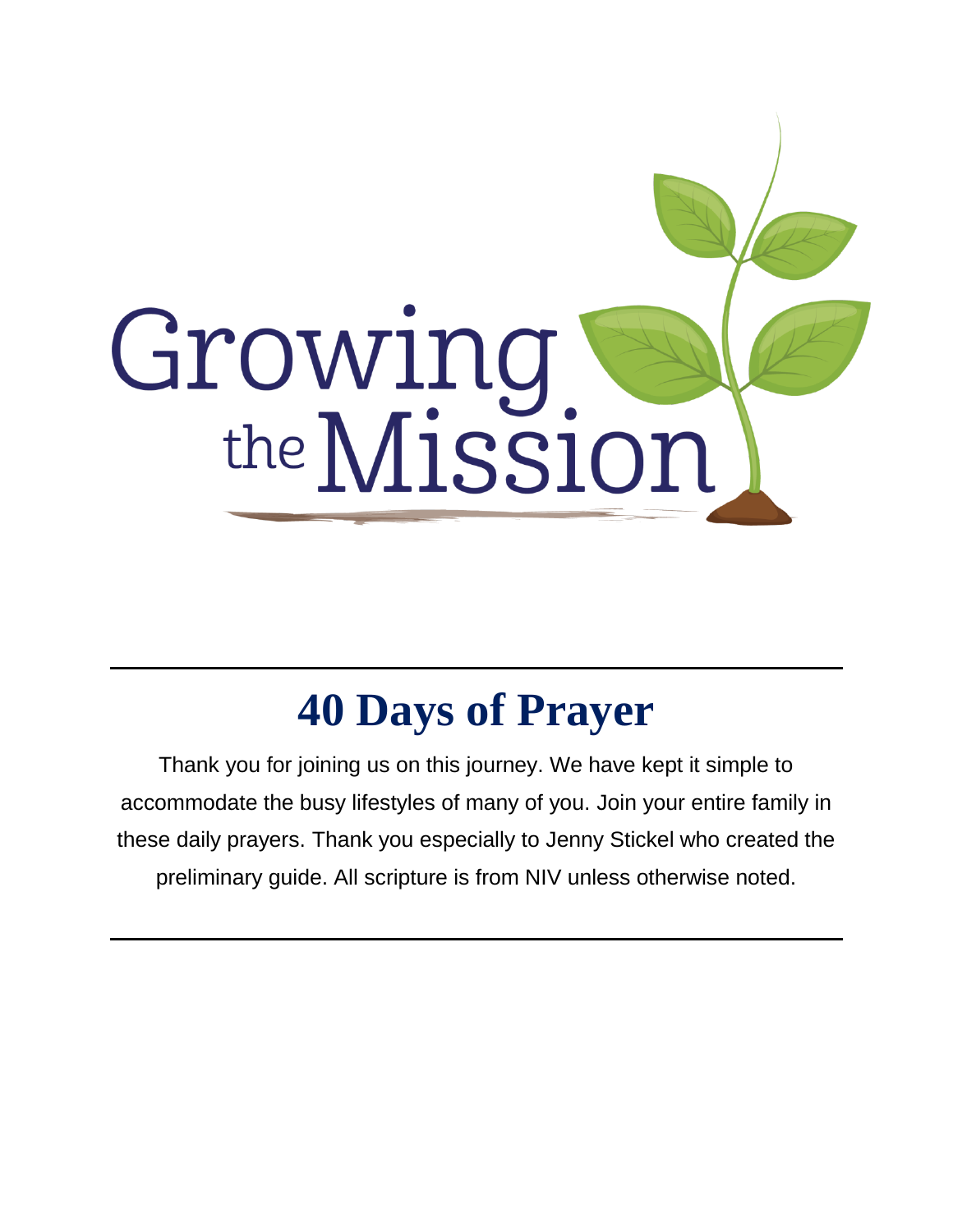# Growing the Mission

## 40 Days of Prayer

Thank you for joining us on this journey. We have kept it simple to accommodate the busy lifestyles of many of you. Join your entire family in these daily prayers. Thank you especially to Jenny Stickel who created the preliminary guide. All scripture is from NIV unless otherwise noted.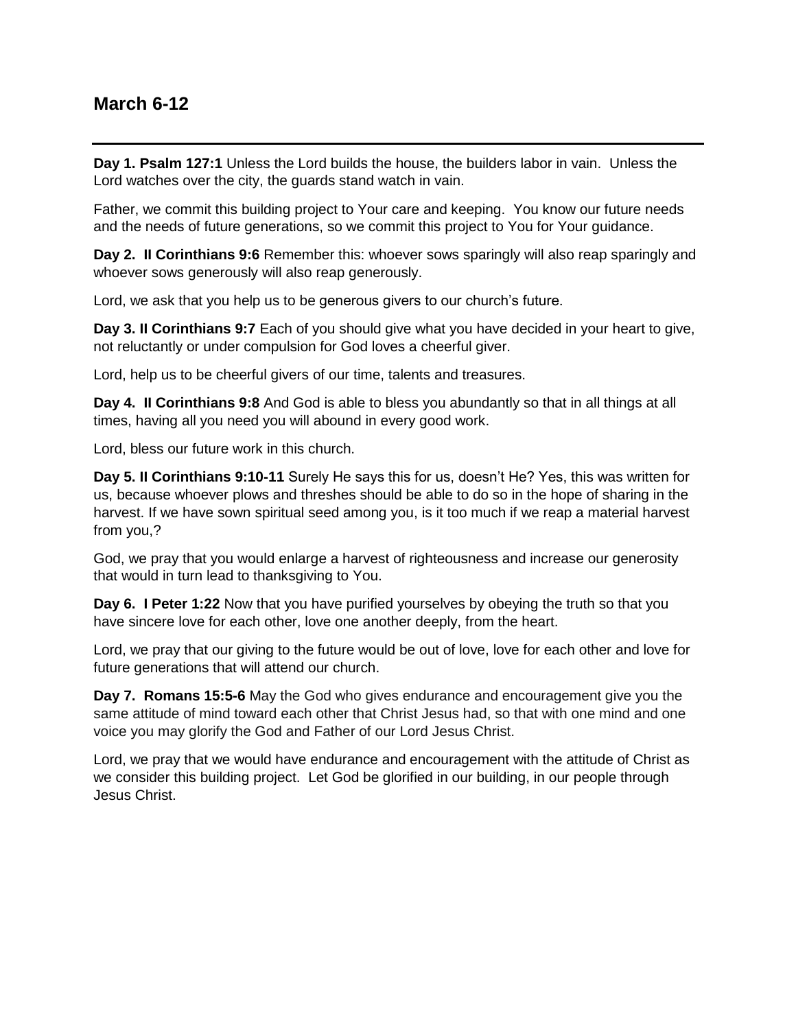## March 6-12

---

**Day 1. Psalm 127:1** Unless the Lord builds the house, the builders labor in vain. Unless the Lord watches over the city, the guards stand watch in vain.

Father, we commit this building project to Your care and keeping. You know our future needs and the needs of future generations, so we commit this project to You for Your guidance.

**Day 2. II Corinthians 9:6** Remember this: whoever sows sparingly will also reap sparingly and whoever sows generously will also reap generously.

Lord, we ask that you help us to be generous givers to our church's future.

**Day 3. II Corinthians 9:7** Each of you should give what you have decided in your heart to give, not reluctantly or under compulsion for God loves a cheerful giver.

Lord, help us to be cheerful givers of our time, talents and treasures.

**Day 4. II Corinthians 9:8** And God is able to bless you abundantly so that in all things at all times, having all you need you will abound in every good work.

Lord, bless our future work in this church.

**Day 5. II Corinthians 9:10-11** Surely He says this for us, doesn't He? Yes, this was written for us, because whoever plows and threshes should be able to do so in the hope of sharing in the harvest. If we have sown spiritual seed among you, is it too much if we reap a material harvest from you,?

God, we pray that you would enlarge a harvest of righteousness and increase our generosity that would in turn lead to thanksgiving to You.

**Day 6. I Peter 1:22** Now that you have purified yourselves by obeying the truth so that you have sincere love for each other, love one another deeply, from the heart.

Lord, we pray that our giving to the future would be out of love, love for each other and love for future generations that will attend our church.

**Day 7. Romans 15:5-6** May the God who gives endurance and encouragement give you the same attitude of mind toward each other that Christ Jesus had, so that with one mind and one voice you may glorify the God and Father of our Lord Jesus Christ.

Lord, we pray that we would have endurance and encouragement with the attitude of Christ as we consider this building project. Let God be glorified in our building, in our people through Jesus Christ.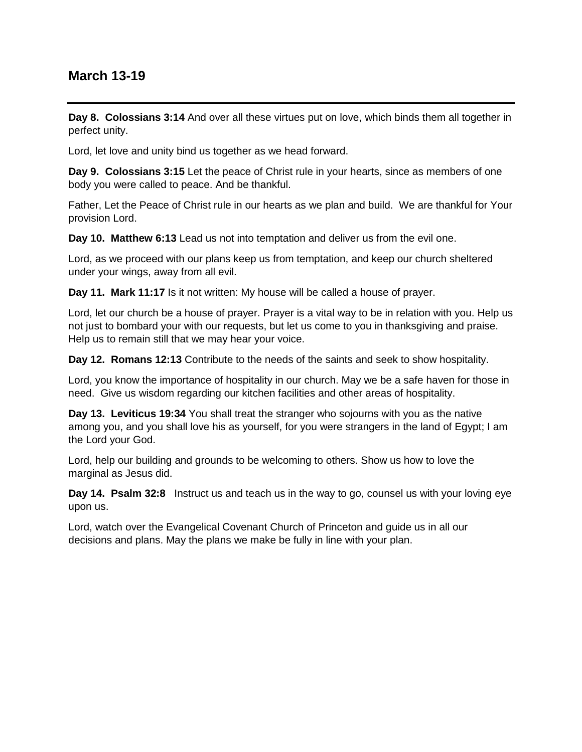## March 13-19

---

**Day 8. Colossians 3:14** And over all these virtues put on love, which binds them all together in perfect unity.

Lord, let love and unity bind us together as we head forward.

**Day 9. Colossians 3:15** Let the peace of Christ rule in your hearts, since as members of one body you were called to peace. And be thankful.

Father, Let the Peace of Christ rule in our hearts as we plan and build. We are thankful for Your provision Lord.

**Day 10. Matthew 6:13** Lead us not into temptation and deliver us from the evil one.

Lord, as we proceed with our plans keep us from temptation, and keep our church sheltered under your wings, away from all evil.

**Day 11. Mark 11:17** Is it not written: My house will be called a house of prayer.

Lord, let our church be a house of prayer. Prayer is a vital way to be in relation with you. Help us not just to bombard your with our requests, but let us come to you in thanksgiving and praise. Help us to remain still that we may hear your voice.

**Day 12. Romans 12:13** Contribute to the needs of the saints and seek to show hospitality.

Lord, you know the importance of hospitality in our church. May we be a safe haven for those in need. Give us wisdom regarding our kitchen facilities and other areas of hospitality.

**Day 13. Leviticus 19:34** You shall treat the stranger who sojourns with you as the native among you, and you shall love his as yourself, for you were strangers in the land of Egypt; I am the Lord your God.

Lord, help our building and grounds to be welcoming to others. Show us how to love the marginal as Jesus did.

**Day 14. Psalm 32:8** Instruct us and teach us in the way to go, counsel us with your loving eye upon us.

Lord, watch over the Evangelical Covenant Church of Princeton and guide us in all our decisions and plans. May the plans we make be fully in line with your plan.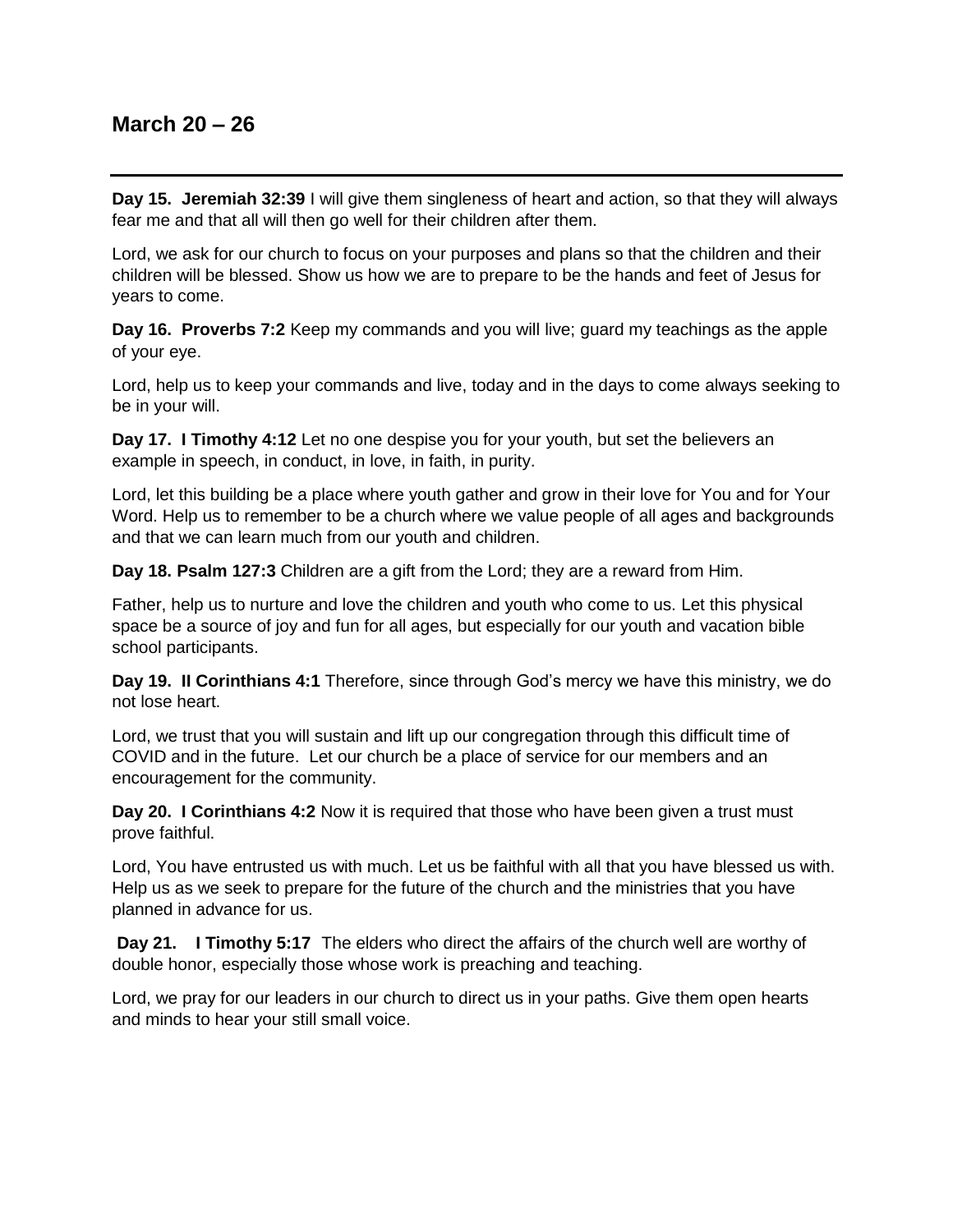## March 20 – 26

---

**Day 15. Jeremiah 32:39** I will give them singleness of heart and action, so that they will always fear me and that all will then go well for their children after them.

Lord, we ask for our church to focus on your purposes and plans so that the children and their children will be blessed. Show us how we are to prepare to be the hands and feet of Jesus for years to come.

**Day 16. Proverbs 7:2** Keep my commands and you will live; guard my teachings as the apple of your eye.

Lord, help us to keep your commands and live, today and in the days to come always seeking to be in your will.

**Day 17. I Timothy 4:12** Let no one despise you for your youth, but set the believers an example in speech, in conduct, in love, in faith, in purity.

Lord, let this building be a place where youth gather and grow in their love for You and for Your Word. Help us to remember to be a church where we value people of all ages and backgrounds and that we can learn much from our youth and children.

**Day 18. Psalm 127:3** Children are a gift from the Lord; they are a reward from Him.

Father, help us to nurture and love the children and youth who come to us. Let this physical space be a source of joy and fun for all ages, but especially for our youth and vacation bible school participants.

**Day 19. II Corinthians 4:1** Therefore, since through God's mercy we have this ministry, we do not lose heart.

Lord, we trust that you will sustain and lift up our congregation through this difficult time of COVID and in the future. Let our church be a place of service for our members and an encouragement for the community.

**Day 20. I Corinthians 4:2** Now it is required that those who have been given a trust must prove faithful.

Lord, You have entrusted us with much. Let us be faithful with all that you have blessed us with. Help us as we seek to prepare for the future of the church and the ministries that you have planned in advance for us.

**Day 21. I Timothy 5:17** The elders who direct the affairs of the church well are worthy of double honor, especially those whose work is preaching and teaching.

Lord, we pray for our leaders in our church to direct us in your paths. Give them open hearts and minds to hear your still small voice.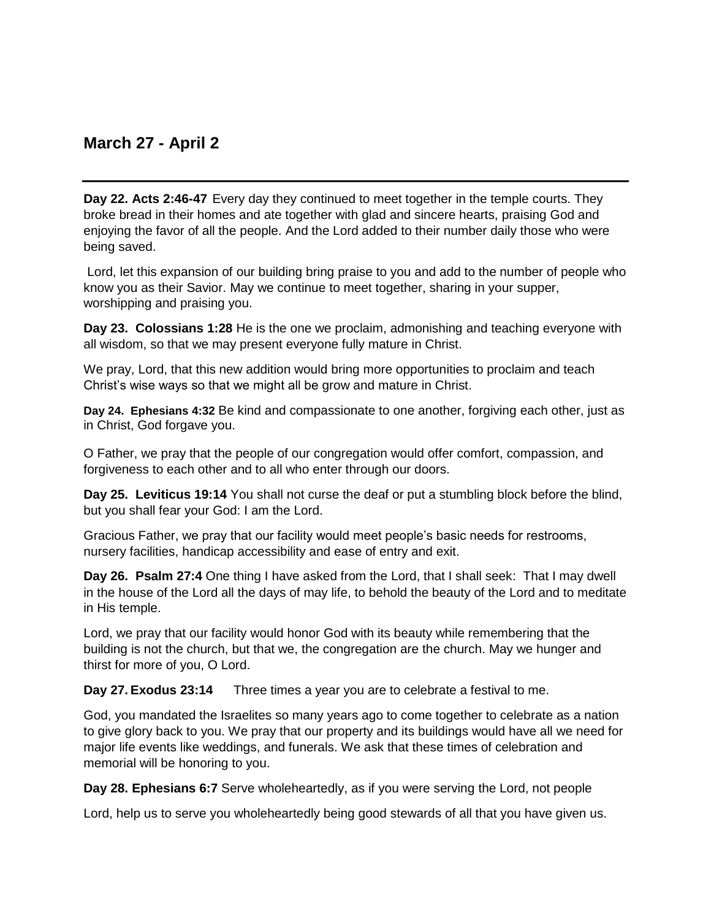## March 27 - April 2

---

**Day 22. Acts 2:46-47** Every day they continued to meet together in the temple courts. They broke bread in their homes and ate together with glad and sincere hearts, praising God and enjoying the favor of all the people. And the Lord added to their number daily those who were being saved.

Lord, let this expansion of our building bring praise to you and add to the number of people who know you as their Savior. May we continue to meet together, sharing in your supper, worshipping and praising you.

**Day 23. Colossians 1:28** He is the one we proclaim, admonishing and teaching everyone with all wisdom, so that we may present everyone fully mature in Christ.

We pray, Lord, that this new addition would bring more opportunities to proclaim and teach Christ's wise ways so that we might all be grow and mature in Christ.

**Day 24. Ephesians 4:32** Be kind and compassionate to one another, forgiving each other, just as in Christ, God forgave you.

O Father, we pray that the people of our congregation would offer comfort, compassion, and forgiveness to each other and to all who enter through our doors.

**Day 25. Leviticus 19:14** You shall not curse the deaf or put a stumbling block before the blind, but you shall fear your God: I am the Lord.

Gracious Father, we pray that our facility would meet people's basic needs for restrooms, nursery facilities, handicap accessibility and ease of entry and exit.

**Day 26. Psalm 27:4** One thing I have asked from the Lord, that I shall seek: That I may dwell in the house of the Lord all the days of may life, to behold the beauty of the Lord and to meditate in His temple.

Lord, we pray that our facility would honor God with its beauty while remembering that the building is not the church, but that we, the congregation are the church. May we hunger and thirst for more of you, O Lord.

**Day 27. Exodus 23:14** Three times a year you are to celebrate a festival to me.

God, you mandated the Israelites so many years ago to come together to celebrate as a nation to give glory back to you. We pray that our property and its buildings would have all we need for major life events like weddings, and funerals. We ask that these times of celebration and memorial will be honoring to you.

**Day 28. Ephesians 6:7** Serve wholeheartedly, as if you were serving the Lord, not people

Lord, help us to serve you wholeheartedly being good stewards of all that you have given us.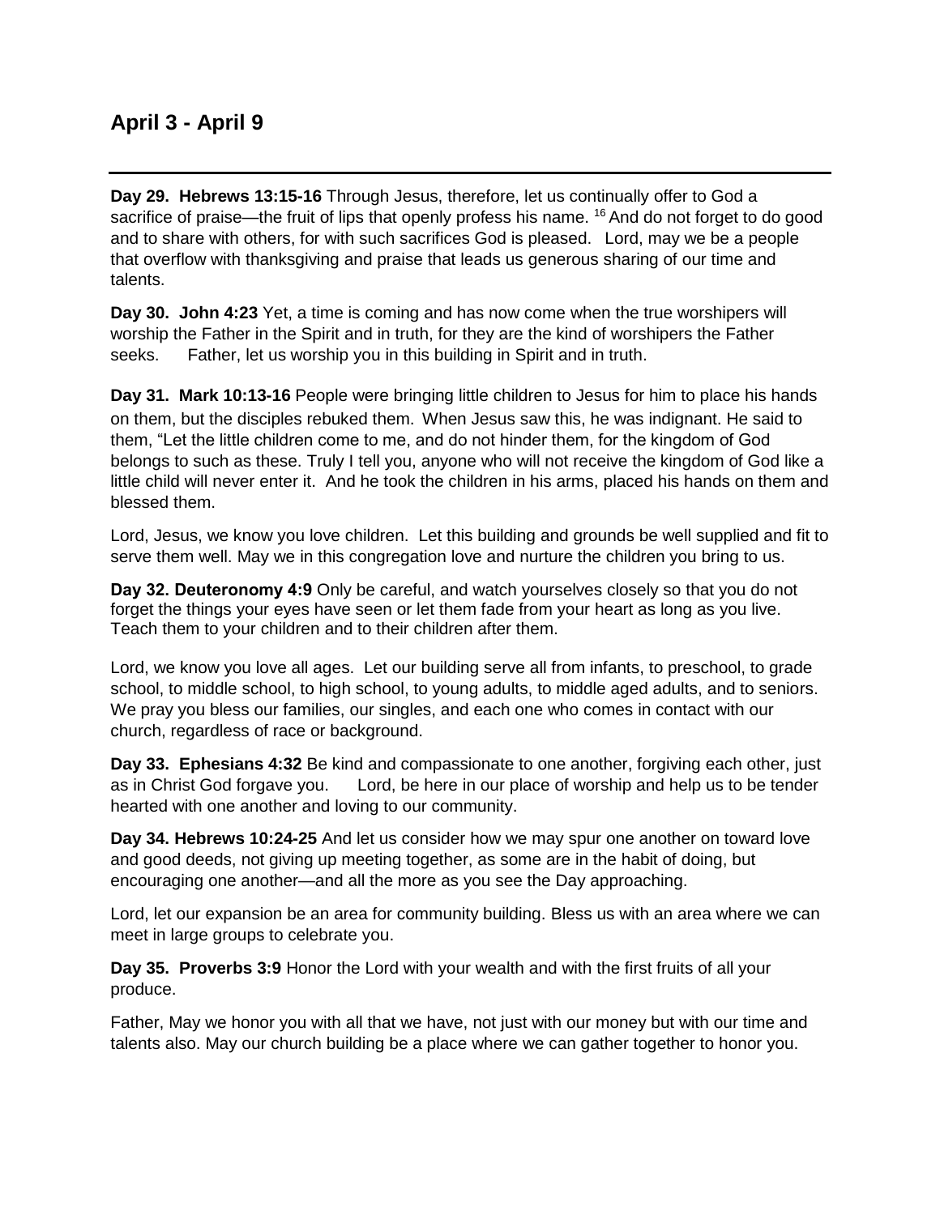## April 3 - April 9

---

**Day 29. Hebrews 13:15-16** Through Jesus, therefore, let us continually offer to God a sacrifice of praise—the fruit of lips that openly profess his name. 16 And do not forget to do good and to share with others, for with such sacrifices God is pleased. Lord, may we be a people that overflow with thanksgiving and praise that leads us generous sharing of our time and talents.

**Day 30. John 4:23** Yet, a time is coming and has now come when the true worshipers will worship the Father in the Spirit and in truth, for they are the kind of worshipers the Father seeks. Father, let us worship you in this building in Spirit and in truth.

**Day 31. Mark 10:13-16** People were bringing little children to Jesus for him to place his hands on them, but the disciples rebuked them. When Jesus saw this, he was indignant. He said to them, "Let the little children come to me, and do not hinder them, for the kingdom of God belongs to such as these. Truly I tell you, anyone who will not receive the kingdom of God like a little child will never enter it. And he took the children in his arms, placed his hands on them and blessed them.

Lord, Jesus, we know you love children. Let this building and grounds be well supplied and fit to serve them well. May we in this congregation love and nurture the children you bring to us.

**Day 32. Deuteronomy 4:9** Only be careful, and watch yourselves closely so that you do not forget the things your eyes have seen or let them fade from your heart as long as you live. Teach them to your children and to their children after them.

Lord, we know you love all ages. Let our building serve all from infants, to preschool, to grade school, to middle school, to high school, to young adults, to middle aged adults, and to seniors. We pray you bless our families, our singles, and each one who comes in contact with our church, regardless of race or background.

**Day 33. Ephesians 4:32** Be kind and compassionate to one another, forgiving each other, just as in Christ God forgave you. Lord, be here in our place of worship and help us to be tender hearted with one another and loving to our community.

**Day 34. Hebrews 10:24-25** And let us consider how we may spur one another on toward love and good deeds, not giving up meeting together, as some are in the habit of doing, but encouraging one another—and all the more as you see the Day approaching.

Lord, let our expansion be an area for community building. Bless us with an area where we can meet in large groups to celebrate you.

**Day 35. Proverbs 3:9** Honor the Lord with your wealth and with the first fruits of all your produce.

Father, May we honor you with all that we have, not just with our money but with our time and talents also. May our church building be a place where we can gather together to honor you.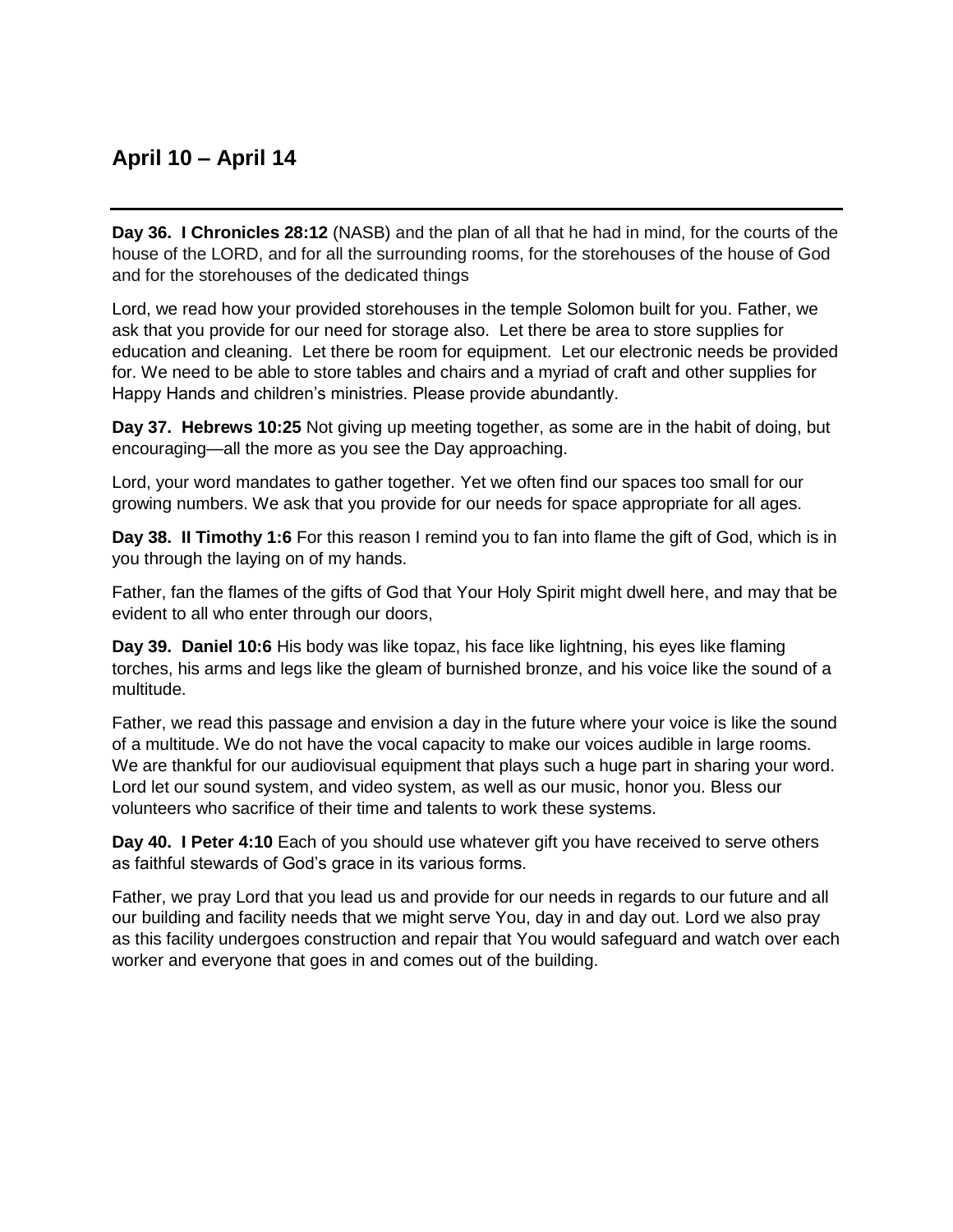## April 10 – April 14

---

**Day 36. I Chronicles 28:12** (NASB) and the plan of all that he had in mind, for the courts of the house of the LORD, and for all the surrounding rooms, for the storehouses of the house of God and for the storehouses of the dedicated things

Lord, we read how your provided storehouses in the temple Solomon built for you. Father, we ask that you provide for our need for storage also. Let there be area to store supplies for education and cleaning. Let there be room for equipment. Let our electronic needs be provided for. We need to be able to store tables and chairs and a myriad of craft and other supplies for Happy Hands and children's ministries. Please provide abundantly.

**Day 37. Hebrews 10:25** Not giving up meeting together, as some are in the habit of doing, but encouraging—all the more as you see the Day approaching.

Lord, your word mandates to gather together. Yet we often find our spaces too small for our growing numbers. We ask that you provide for our needs for space appropriate for all ages.

**Day 38. II Timothy 1:6** For this reason I remind you to fan into flame the gift of God, which is in you through the laying on of my hands.

Father, fan the flames of the gifts of God that Your Holy Spirit might dwell here, and may that be evident to all who enter through our doors,

**Day 39. Daniel 10:6** His body was like topaz, his face like lightning, his eyes like flaming torches, his arms and legs like the gleam of burnished bronze, and his voice like the sound of a multitude.

Father, we read this passage and envision a day in the future where your voice is like the sound of a multitude. We do not have the vocal capacity to make our voices audible in large rooms. We are thankful for our audiovisual equipment that plays such a huge part in sharing your word. Lord let our sound system, and video system, as well as our music, honor you. Bless our volunteers who sacrifice of their time and talents to work these systems.

**Day 40. I Peter 4:10** Each of you should use whatever gift you have received to serve others as faithful stewards of God's grace in its various forms.

Father, we pray Lord that you lead us and provide for our needs in regards to our future and all our building and facility needs that we might serve You, day in and day out. Lord we also pray as this facility undergoes construction and repair that You would safeguard and watch over each worker and everyone that goes in and comes out of the building.